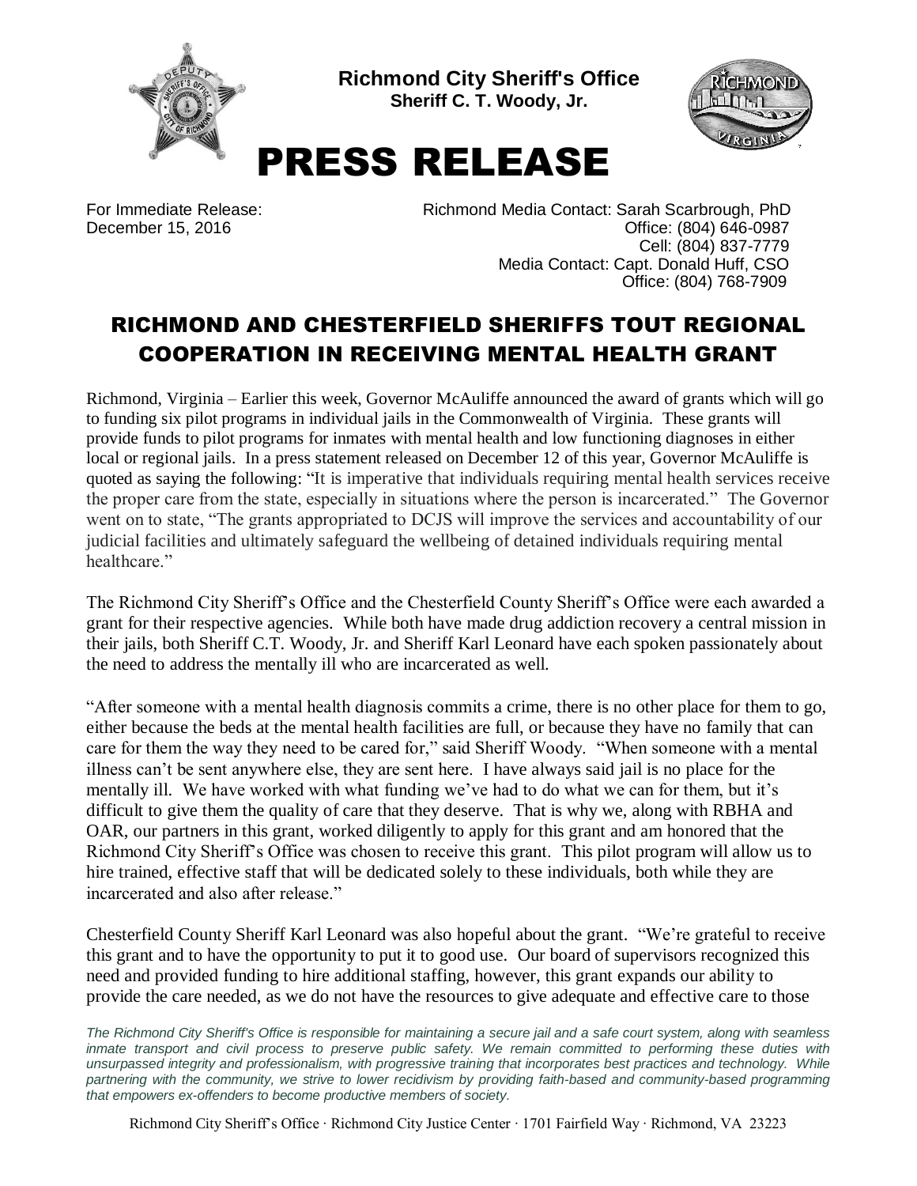**Richmond City Sheriff's Office**
**Sheriff C. T. Woody, Jr.**

# PRESS RELEASE

For Immediate Release:
December 15, 2016

Richmond Media Contact: Sarah Scarbrough, PhD
Office: (804) 646-0987
Cell: (804) 837-7779
Media Contact: Capt. Donald Huff, CSO
Office: (804) 768-7909

## RICHMOND AND CHESTERFIELD SHERIFFS TOUT REGIONAL COOPERATION IN RECEIVING MENTAL HEALTH GRANT

Richmond, Virginia – Earlier this week, Governor McAuliffe announced the award of grants which will go to funding six pilot programs in individual jails in the Commonwealth of Virginia. These grants will provide funds to pilot programs for inmates with mental health and low functioning diagnoses in either local or regional jails. In a press statement released on December 12 of this year, Governor McAuliffe is quoted as saying the following: "It is imperative that individuals requiring mental health services receive the proper care from the state, especially in situations where the person is incarcerated." The Governor went on to state, "The grants appropriated to DCJS will improve the services and accountability of our judicial facilities and ultimately safeguard the wellbeing of detained individuals requiring mental healthcare."

The Richmond City Sheriff's Office and the Chesterfield County Sheriff's Office were each awarded a grant for their respective agencies. While both have made drug addiction recovery a central mission in their jails, both Sheriff C.T. Woody, Jr. and Sheriff Karl Leonard have each spoken passionately about the need to address the mentally ill who are incarcerated as well.

"After someone with a mental health diagnosis commits a crime, there is no other place for them to go, either because the beds at the mental health facilities are full, or because they have no family that can care for them the way they need to be cared for," said Sheriff Woody. "When someone with a mental illness can't be sent anywhere else, they are sent here. I have always said jail is no place for the mentally ill. We have worked with what funding we've had to do what we can for them, but it's difficult to give them the quality of care that they deserve. That is why we, along with RBHA and OAR, our partners in this grant, worked diligently to apply for this grant and am honored that the Richmond City Sheriff's Office was chosen to receive this grant. This pilot program will allow us to hire trained, effective staff that will be dedicated solely to these individuals, both while they are incarcerated and also after release."

Chesterfield County Sheriff Karl Leonard was also hopeful about the grant. "We're grateful to receive this grant and to have the opportunity to put it to good use. Our board of supervisors recognized this need and provided funding to hire additional staffing, however, this grant expands our ability to provide the care needed, as we do not have the resources to give adequate and effective care to those

*The Richmond City Sheriff's Office is responsible for maintaining a secure jail and a safe court system, along with seamless inmate transport and civil process to preserve public safety. We remain committed to performing these duties with unsurpassed integrity and professionalism, with progressive training that incorporates best practices and technology. While partnering with the community, we strive to lower recidivism by providing faith-based and community-based programming that empowers ex-offenders to become productive members of society.*

Richmond City Sheriff's Office · Richmond City Justice Center · 1701 Fairfield Way · Richmond, VA 23223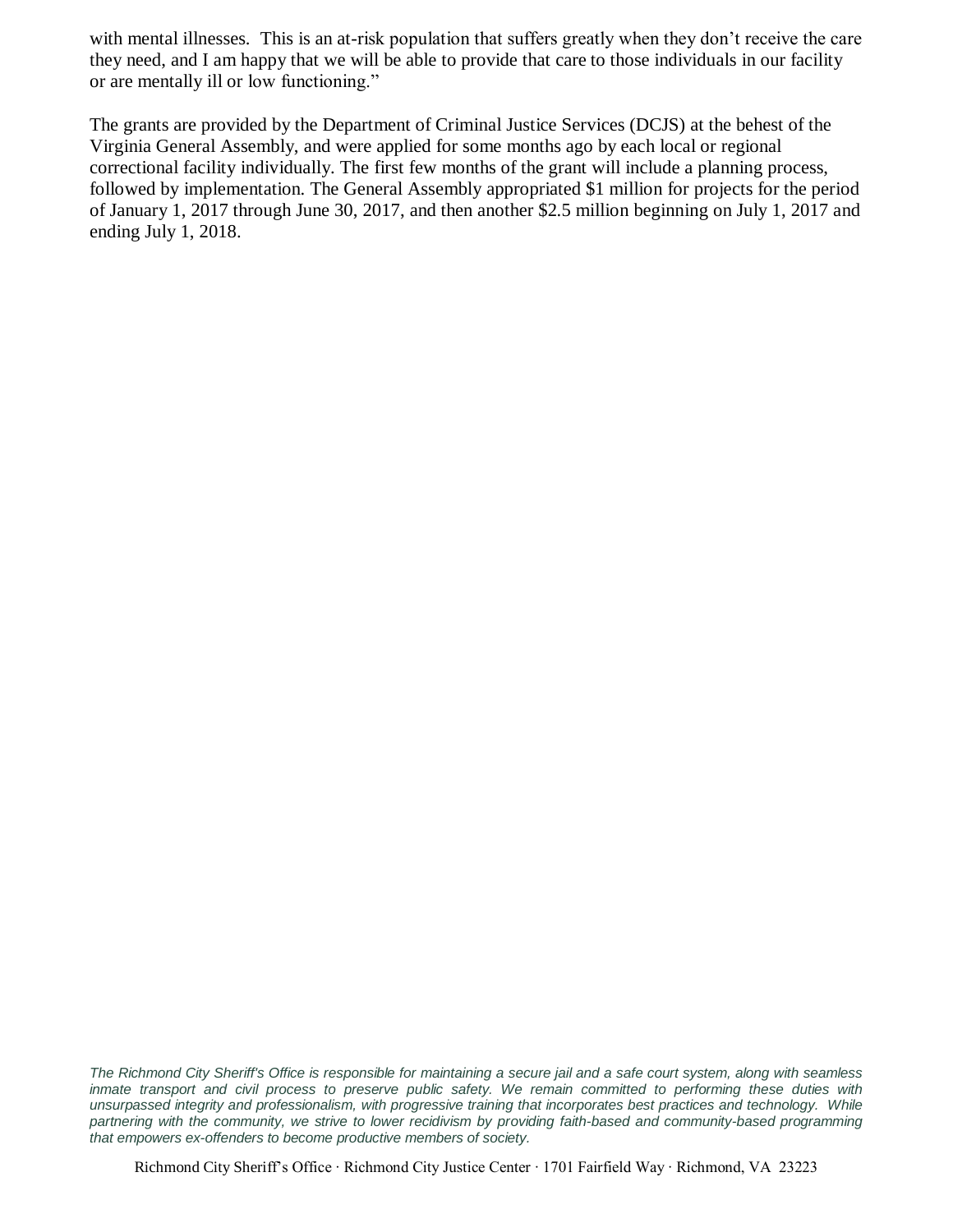with mental illnesses.  This is an at-risk population that suffers greatly when they don't receive the care they need, and I am happy that we will be able to provide that care to those individuals in our facility or are mentally ill or low functioning."

The grants are provided by the Department of Criminal Justice Services (DCJS) at the behest of the Virginia General Assembly, and were applied for some months ago by each local or regional correctional facility individually. The first few months of the grant will include a planning process, followed by implementation. The General Assembly appropriated $1 million for projects for the period of January 1, 2017 through June 30, 2017, and then another $2.5 million beginning on July 1, 2017 and ending July 1, 2018.

*The Richmond City Sheriff's Office is responsible for maintaining a secure jail and a safe court system, along with seamless inmate transport and civil process to preserve public safety. We remain committed to performing these duties with unsurpassed integrity and professionalism, with progressive training that incorporates best practices and technology. While partnering with the community, we strive to lower recidivism by providing faith-based and community-based programming that empowers ex-offenders to become productive members of society.*

Richmond City Sheriff's Office · Richmond City Justice Center · 1701 Fairfield Way · Richmond, VA 23223